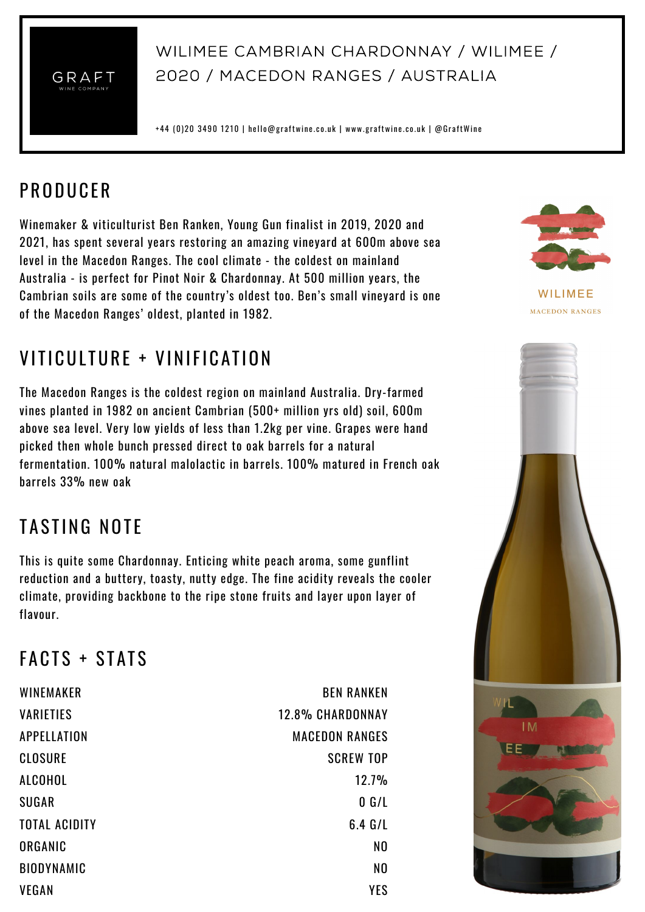GRAFT
WINE COMPANY

# WILIMEE CAMBRIAN CHARDONNAY / WILIMEE / 2020 / MACEDON RANGES / AUSTRALIA

+44 (0)20 3490 1210 | hello@graftwine.co.uk | www.graftwine.co.uk | @GraftWine

## PRODUCER

Winemaker & viticulturist Ben Ranken, Young Gun finalist in 2019, 2020 and 2021, has spent several years restoring an amazing vineyard at 600m above sea level in the Macedon Ranges. The cool climate - the coldest on mainland Australia - is perfect for Pinot Noir & Chardonnay. At 500 million years, the Cambrian soils are some of the country's oldest too. Ben's small vineyard is one of the Macedon Ranges' oldest, planted in 1982.

WILIMEE
MACEDON RANGES

## VITICULTURE + VINIFICATION

The Macedon Ranges is the coldest region on mainland Australia. Dry-farmed vines planted in 1982 on ancient Cambrian (500+ million yrs old) soil, 600m above sea level. Very low yields of less than 1.2kg per vine. Grapes were hand picked then whole bunch pressed direct to oak barrels for a natural fermentation. 100% natural malolactic in barrels. 100% matured in French oak barrels 33% new oak

## TASTING NOTE

This is quite some Chardonnay. Enticing white peach aroma, some gunflint reduction and a buttery, toasty, nutty edge. The fine acidity reveals the cooler climate, providing backbone to the ripe stone fruits and layer upon layer of flavour.

## FACTS + STATS

| | |
|---|---|
| WINEMAKER | BEN RANKEN |
| VARIETIES | 12.8% CHARDONNAY |
| APPELLATION | MACEDON RANGES |
| CLOSURE | SCREW TOP |
| ALCOHOL | 12.7% |
| SUGAR | 0 G/L |
| TOTAL ACIDITY | 6.4 G/L |
| ORGANIC | NO |
| BIODYNAMIC | NO |
| VEGAN | YES |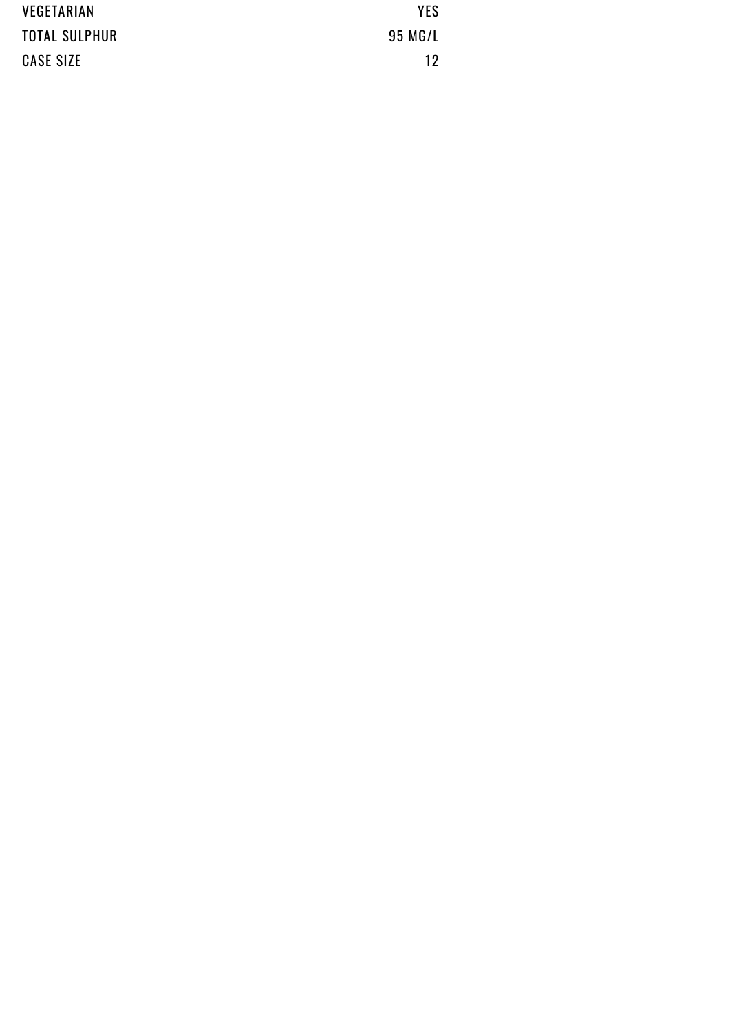| | |
|---|---|
| VEGETARIAN | YES |
| TOTAL SULPHUR | 95 MG/L |
| CASE SIZE | 12 |